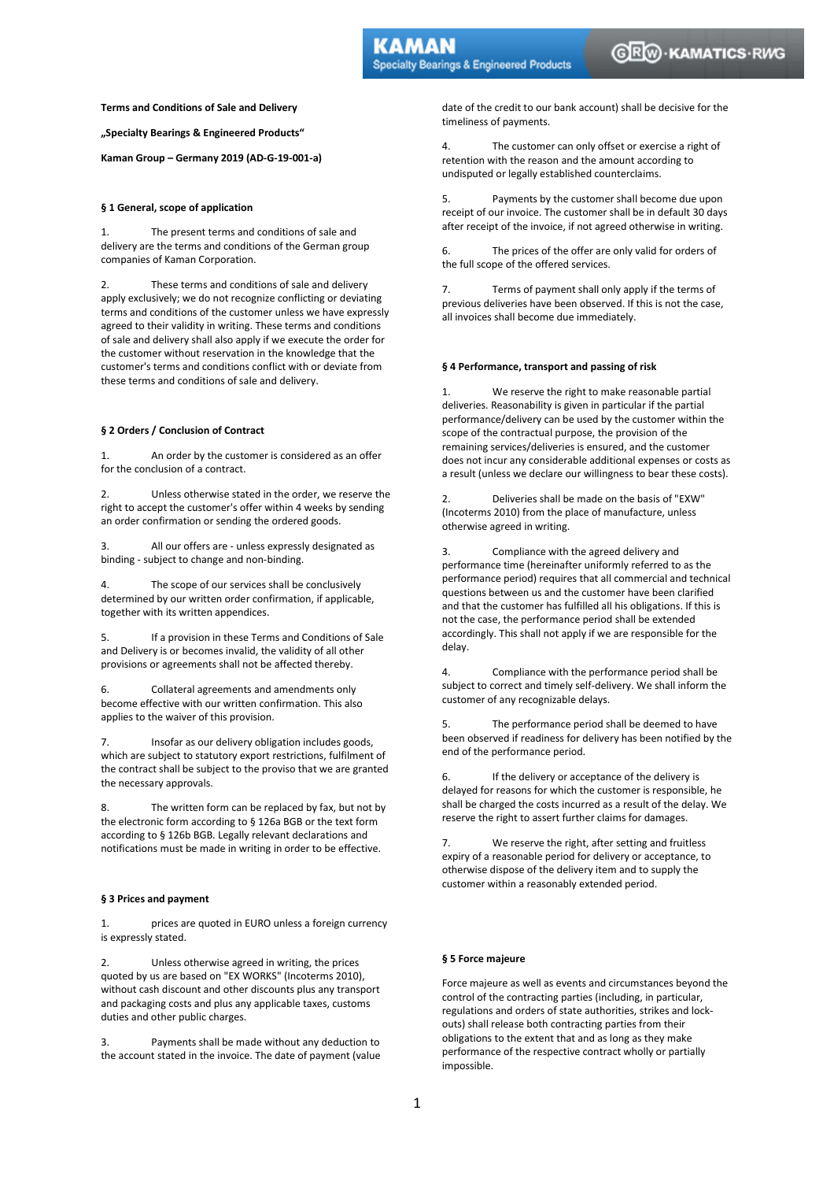**Terms and Conditions of Sale and Delivery**

**„Specialty Bearings & Engineered Products"**

**Kaman Group – Germany 2019 (AD-G-19-001-a)**

## § 1 General, scope of application

1. The present terms and conditions of sale and delivery are the terms and conditions of the German group companies of Kaman Corporation.

2. These terms and conditions of sale and delivery apply exclusively; we do not recognize conflicting or deviating terms and conditions of the customer unless we have expressly agreed to their validity in writing. These terms and conditions of sale and delivery shall also apply if we execute the order for the customer without reservation in the knowledge that the customer's terms and conditions conflict with or deviate from these terms and conditions of sale and delivery.

## § 2 Orders / Conclusion of Contract

1. An order by the customer is considered as an offer for the conclusion of a contract.

2. Unless otherwise stated in the order, we reserve the right to accept the customer's offer within 4 weeks by sending an order confirmation or sending the ordered goods.

3. All our offers are - unless expressly designated as binding - subject to change and non-binding.

4. The scope of our services shall be conclusively determined by our written order confirmation, if applicable, together with its written appendices.

5. If a provision in these Terms and Conditions of Sale and Delivery is or becomes invalid, the validity of all other provisions or agreements shall not be affected thereby.

6. Collateral agreements and amendments only become effective with our written confirmation. This also applies to the waiver of this provision.

7. Insofar as our delivery obligation includes goods, which are subject to statutory export restrictions, fulfilment of the contract shall be subject to the proviso that we are granted the necessary approvals.

8. The written form can be replaced by fax, but not by the electronic form according to § 126a BGB or the text form according to § 126b BGB. Legally relevant declarations and notifications must be made in writing in order to be effective.

## § 3 Prices and payment

1. prices are quoted in EURO unless a foreign currency is expressly stated.

2. Unless otherwise agreed in writing, the prices quoted by us are based on "EX WORKS" (Incoterms 2010), without cash discount and other discounts plus any transport and packaging costs and plus any applicable taxes, customs duties and other public charges.

3. Payments shall be made without any deduction to the account stated in the invoice. The date of payment (value date of the credit to our bank account) shall be decisive for the timeliness of payments.

4. The customer can only offset or exercise a right of retention with the reason and the amount according to undisputed or legally established counterclaims.

5. Payments by the customer shall become due upon receipt of our invoice. The customer shall be in default 30 days after receipt of the invoice, if not agreed otherwise in writing.

6. The prices of the offer are only valid for orders of the full scope of the offered services.

7. Terms of payment shall only apply if the terms of previous deliveries have been observed. If this is not the case, all invoices shall become due immediately.

## § 4 Performance, transport and passing of risk

1. We reserve the right to make reasonable partial deliveries. Reasonability is given in particular if the partial performance/delivery can be used by the customer within the scope of the contractual purpose, the provision of the remaining services/deliveries is ensured, and the customer does not incur any considerable additional expenses or costs as a result (unless we declare our willingness to bear these costs).

2. Deliveries shall be made on the basis of "EXW" (Incoterms 2010) from the place of manufacture, unless otherwise agreed in writing.

3. Compliance with the agreed delivery and performance time (hereinafter uniformly referred to as the performance period) requires that all commercial and technical questions between us and the customer have been clarified and that the customer has fulfilled all his obligations. If this is not the case, the performance period shall be extended accordingly. This shall not apply if we are responsible for the delay.

4. Compliance with the performance period shall be subject to correct and timely self-delivery. We shall inform the customer of any recognizable delays.

5. The performance period shall be deemed to have been observed if readiness for delivery has been notified by the end of the performance period.

6. If the delivery or acceptance of the delivery is delayed for reasons for which the customer is responsible, he shall be charged the costs incurred as a result of the delay. We reserve the right to assert further claims for damages.

7. We reserve the right, after setting and fruitless expiry of a reasonable period for delivery or acceptance, to otherwise dispose of the delivery item and to supply the customer within a reasonably extended period.

## § 5 Force majeure

Force majeure as well as events and circumstances beyond the control of the contracting parties (including, in particular, regulations and orders of state authorities, strikes and lock-outs) shall release both contracting parties from their obligations to the extent that and as long as they make performance of the respective contract wholly or partially impossible.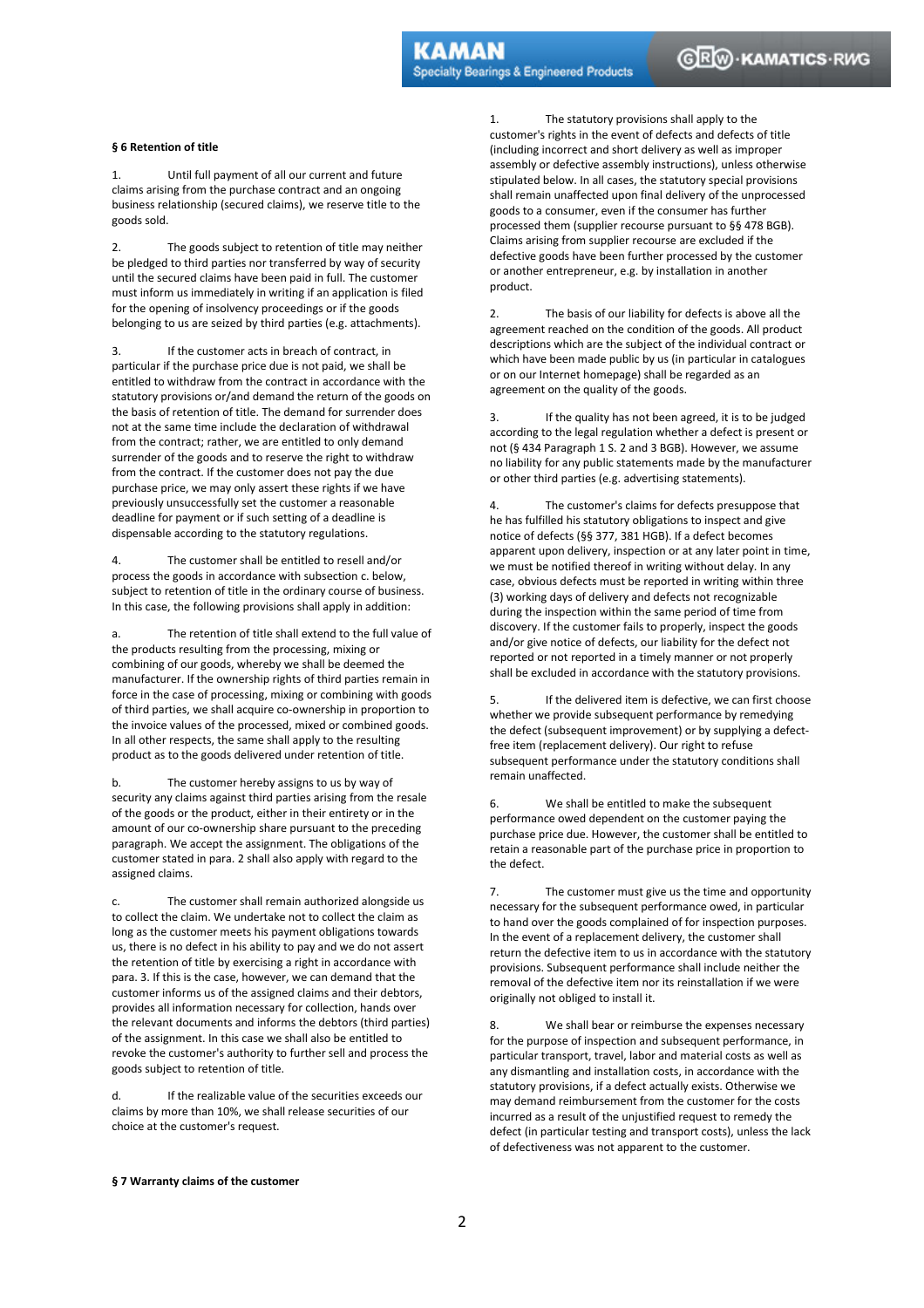## § 6 Retention of title

1. Until full payment of all our current and future claims arising from the purchase contract and an ongoing business relationship (secured claims), we reserve title to the goods sold.

2. The goods subject to retention of title may neither be pledged to third parties nor transferred by way of security until the secured claims have been paid in full. The customer must inform us immediately in writing if an application is filed for the opening of insolvency proceedings or if the goods belonging to us are seized by third parties (e.g. attachments).

3. If the customer acts in breach of contract, in particular if the purchase price due is not paid, we shall be entitled to withdraw from the contract in accordance with the statutory provisions or/and demand the return of the goods on the basis of retention of title. The demand for surrender does not at the same time include the declaration of withdrawal from the contract; rather, we are entitled to only demand surrender of the goods and to reserve the right to withdraw from the contract. If the customer does not pay the due purchase price, we may only assert these rights if we have previously unsuccessfully set the customer a reasonable deadline for payment or if such setting of a deadline is dispensable according to the statutory regulations.

4. The customer shall be entitled to resell and/or process the goods in accordance with subsection c. below, subject to retention of title in the ordinary course of business. In this case, the following provisions shall apply in addition:

a. The retention of title shall extend to the full value of the products resulting from the processing, mixing or combining of our goods, whereby we shall be deemed the manufacturer. If the ownership rights of third parties remain in force in the case of processing, mixing or combining with goods of third parties, we shall acquire co-ownership in proportion to the invoice values of the processed, mixed or combined goods. In all other respects, the same shall apply to the resulting product as to the goods delivered under retention of title.

b. The customer hereby assigns to us by way of security any claims against third parties arising from the resale of the goods or the product, either in their entirety or in the amount of our co-ownership share pursuant to the preceding paragraph. We accept the assignment. The obligations of the customer stated in para. 2 shall also apply with regard to the assigned claims.

c. The customer shall remain authorized alongside us to collect the claim. We undertake not to collect the claim as long as the customer meets his payment obligations towards us, there is no defect in his ability to pay and we do not assert the retention of title by exercising a right in accordance with para. 3. If this is the case, however, we can demand that the customer informs us of the assigned claims and their debtors, provides all information necessary for collection, hands over the relevant documents and informs the debtors (third parties) of the assignment. In this case we shall also be entitled to revoke the customer's authority to further sell and process the goods subject to retention of title.

d. If the realizable value of the securities exceeds our claims by more than 10%, we shall release securities of our choice at the customer's request.

## § 7 Warranty claims of the customer

1. The statutory provisions shall apply to the customer's rights in the event of defects and defects of title (including incorrect and short delivery as well as improper assembly or defective assembly instructions), unless otherwise stipulated below. In all cases, the statutory special provisions shall remain unaffected upon final delivery of the unprocessed goods to a consumer, even if the consumer has further processed them (supplier recourse pursuant to §§ 478 BGB). Claims arising from supplier recourse are excluded if the defective goods have been further processed by the customer or another entrepreneur, e.g. by installation in another product.

2. The basis of our liability for defects is above all the agreement reached on the condition of the goods. All product descriptions which are the subject of the individual contract or which have been made public by us (in particular in catalogues or on our Internet homepage) shall be regarded as an agreement on the quality of the goods.

3. If the quality has not been agreed, it is to be judged according to the legal regulation whether a defect is present or not (§ 434 Paragraph 1 S. 2 and 3 BGB). However, we assume no liability for any public statements made by the manufacturer or other third parties (e.g. advertising statements).

4. The customer's claims for defects presuppose that he has fulfilled his statutory obligations to inspect and give notice of defects (§§ 377, 381 HGB). If a defect becomes apparent upon delivery, inspection or at any later point in time, we must be notified thereof in writing without delay. In any case, obvious defects must be reported in writing within three (3) working days of delivery and defects not recognizable during the inspection within the same period of time from discovery. If the customer fails to properly, inspect the goods and/or give notice of defects, our liability for the defect not reported or not reported in a timely manner or not properly shall be excluded in accordance with the statutory provisions.

5. If the delivered item is defective, we can first choose whether we provide subsequent performance by remedying the defect (subsequent improvement) or by supplying a defect-free item (replacement delivery). Our right to refuse subsequent performance under the statutory conditions shall remain unaffected.

6. We shall be entitled to make the subsequent performance owed dependent on the customer paying the purchase price due. However, the customer shall be entitled to retain a reasonable part of the purchase price in proportion to the defect.

7. The customer must give us the time and opportunity necessary for the subsequent performance owed, in particular to hand over the goods complained of for inspection purposes. In the event of a replacement delivery, the customer shall return the defective item to us in accordance with the statutory provisions. Subsequent performance shall include neither the removal of the defective item nor its reinstallation if we were originally not obliged to install it.

8. We shall bear or reimburse the expenses necessary for the purpose of inspection and subsequent performance, in particular transport, travel, labor and material costs as well as any dismantling and installation costs, in accordance with the statutory provisions, if a defect actually exists. Otherwise we may demand reimbursement from the customer for the costs incurred as a result of the unjustified request to remedy the defect (in particular testing and transport costs), unless the lack of defectiveness was not apparent to the customer.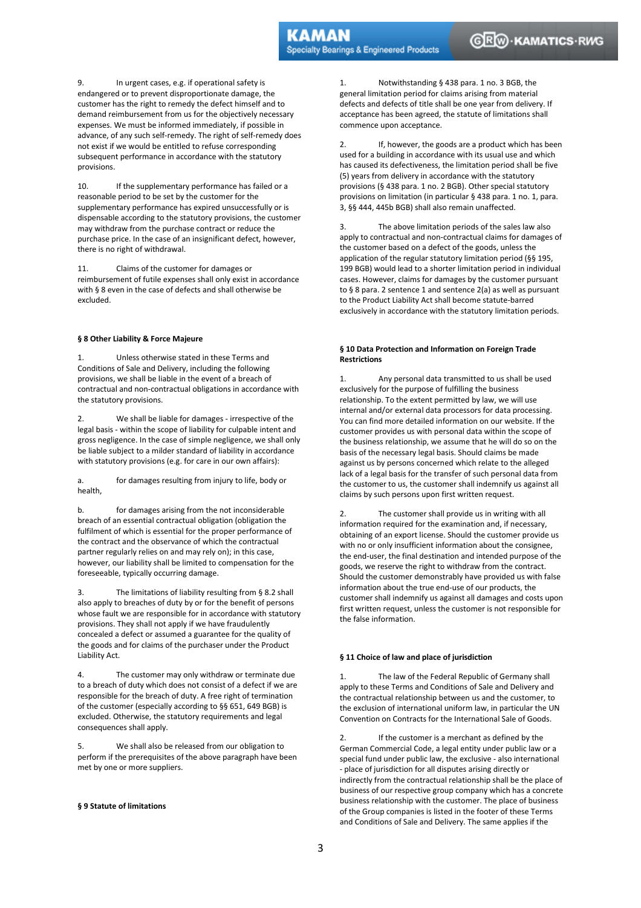9. In urgent cases, e.g. if operational safety is endangered or to prevent disproportionate damage, the customer has the right to remedy the defect himself and to demand reimbursement from us for the objectively necessary expenses. We must be informed immediately, if possible in advance, of any such self-remedy. The right of self-remedy does not exist if we would be entitled to refuse corresponding subsequent performance in accordance with the statutory provisions.

10. If the supplementary performance has failed or a reasonable period to be set by the customer for the supplementary performance has expired unsuccessfully or is dispensable according to the statutory provisions, the customer may withdraw from the purchase contract or reduce the purchase price. In the case of an insignificant defect, however, there is no right of withdrawal.

11. Claims of the customer for damages or reimbursement of futile expenses shall only exist in accordance with § 8 even in the case of defects and shall otherwise be excluded.

**§ 8 Other Liability & Force Majeure**

1. Unless otherwise stated in these Terms and Conditions of Sale and Delivery, including the following provisions, we shall be liable in the event of a breach of contractual and non-contractual obligations in accordance with the statutory provisions.

2. We shall be liable for damages - irrespective of the legal basis - within the scope of liability for culpable intent and gross negligence. In the case of simple negligence, we shall only be liable subject to a milder standard of liability in accordance with statutory provisions (e.g. for care in our own affairs):

a. for damages resulting from injury to life, body or health,

b. for damages arising from the not inconsiderable breach of an essential contractual obligation (obligation the fulfilment of which is essential for the proper performance of the contract and the observance of which the contractual partner regularly relies on and may rely on); in this case, however, our liability shall be limited to compensation for the foreseeable, typically occurring damage.

3. The limitations of liability resulting from § 8.2 shall also apply to breaches of duty by or for the benefit of persons whose fault we are responsible for in accordance with statutory provisions. They shall not apply if we have fraudulently concealed a defect or assumed a guarantee for the quality of the goods and for claims of the purchaser under the Product Liability Act.

4. The customer may only withdraw or terminate due to a breach of duty which does not consist of a defect if we are responsible for the breach of duty. A free right of termination of the customer (especially according to §§ 651, 649 BGB) is excluded. Otherwise, the statutory requirements and legal consequences shall apply.

5. We shall also be released from our obligation to perform if the prerequisites of the above paragraph have been met by one or more suppliers.

**§ 9 Statute of limitations**

1. Notwithstanding § 438 para. 1 no. 3 BGB, the general limitation period for claims arising from material defects and defects of title shall be one year from delivery. If acceptance has been agreed, the statute of limitations shall commence upon acceptance.

2. If, however, the goods are a product which has been used for a building in accordance with its usual use and which has caused its defectiveness, the limitation period shall be five (5) years from delivery in accordance with the statutory provisions (§ 438 para. 1 no. 2 BGB). Other special statutory provisions on limitation (in particular § 438 para. 1 no. 1, para. 3, §§ 444, 445b BGB) shall also remain unaffected.

3. The above limitation periods of the sales law also apply to contractual and non-contractual claims for damages of the customer based on a defect of the goods, unless the application of the regular statutory limitation period (§§ 195, 199 BGB) would lead to a shorter limitation period in individual cases. However, claims for damages by the customer pursuant to § 8 para. 2 sentence 1 and sentence 2(a) as well as pursuant to the Product Liability Act shall become statute-barred exclusively in accordance with the statutory limitation periods.

**§ 10 Data Protection and Information on Foreign Trade Restrictions**

1. Any personal data transmitted to us shall be used exclusively for the purpose of fulfilling the business relationship. To the extent permitted by law, we will use internal and/or external data processors for data processing. You can find more detailed information on our website. If the customer provides us with personal data within the scope of the business relationship, we assume that he will do so on the basis of the necessary legal basis. Should claims be made against us by persons concerned which relate to the alleged lack of a legal basis for the transfer of such personal data from the customer to us, the customer shall indemnify us against all claims by such persons upon first written request.

2. The customer shall provide us in writing with all information required for the examination and, if necessary, obtaining of an export license. Should the customer provide us with no or only insufficient information about the consignee, the end-user, the final destination and intended purpose of the goods, we reserve the right to withdraw from the contract. Should the customer demonstrably have provided us with false information about the true end-use of our products, the customer shall indemnify us against all damages and costs upon first written request, unless the customer is not responsible for the false information.

**§ 11 Choice of law and place of jurisdiction**

1. The law of the Federal Republic of Germany shall apply to these Terms and Conditions of Sale and Delivery and the contractual relationship between us and the customer, to the exclusion of international uniform law, in particular the UN Convention on Contracts for the International Sale of Goods.

2. If the customer is a merchant as defined by the German Commercial Code, a legal entity under public law or a special fund under public law, the exclusive - also international - place of jurisdiction for all disputes arising directly or indirectly from the contractual relationship shall be the place of business of our respective group company which has a concrete business relationship with the customer. The place of business of the Group companies is listed in the footer of these Terms and Conditions of Sale and Delivery. The same applies if the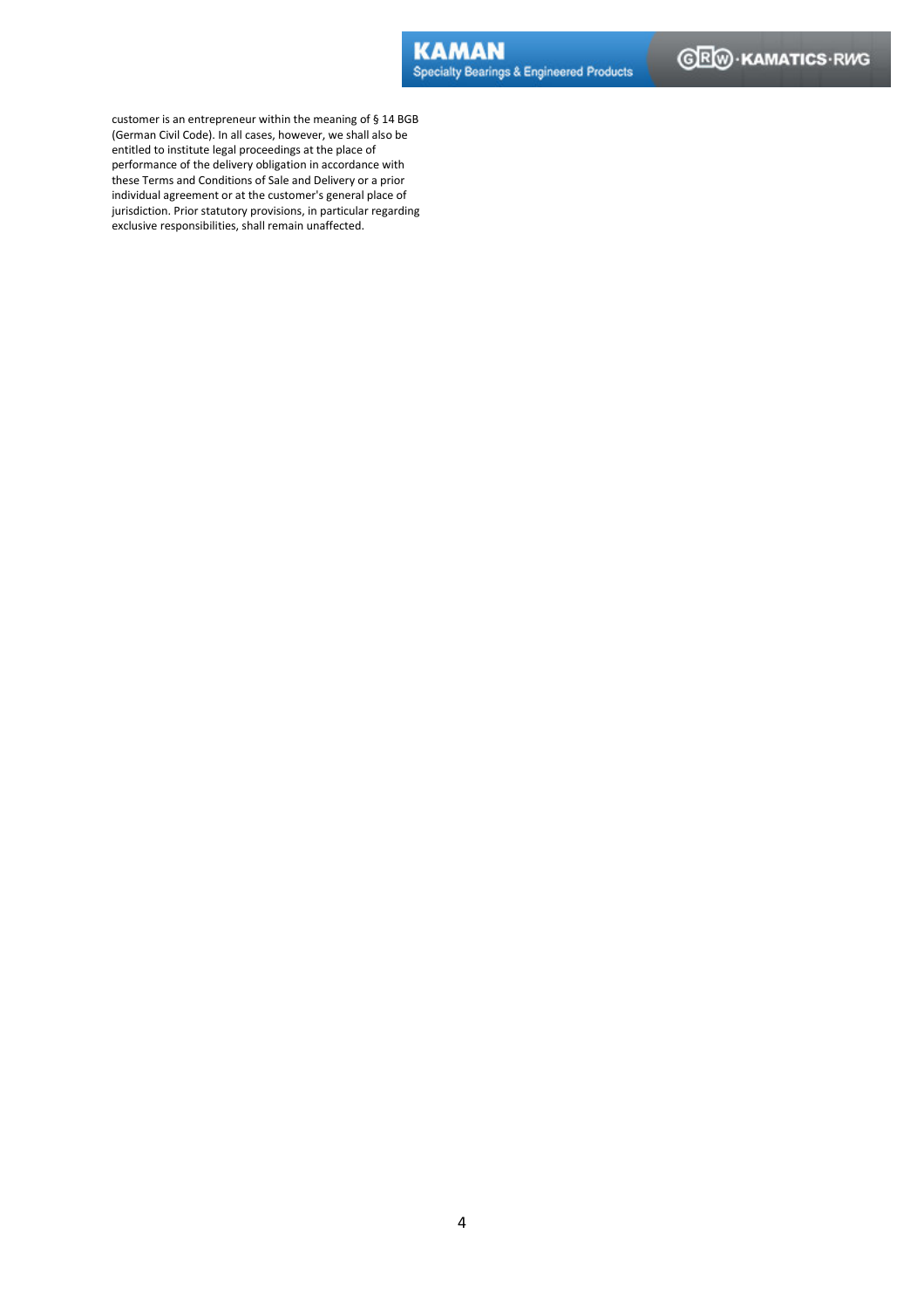customer is an entrepreneur within the meaning of § 14 BGB (German Civil Code). In all cases, however, we shall also be entitled to institute legal proceedings at the place of performance of the delivery obligation in accordance with these Terms and Conditions of Sale and Delivery or a prior individual agreement or at the customer's general place of jurisdiction. Prior statutory provisions, in particular regarding exclusive responsibilities, shall remain unaffected.